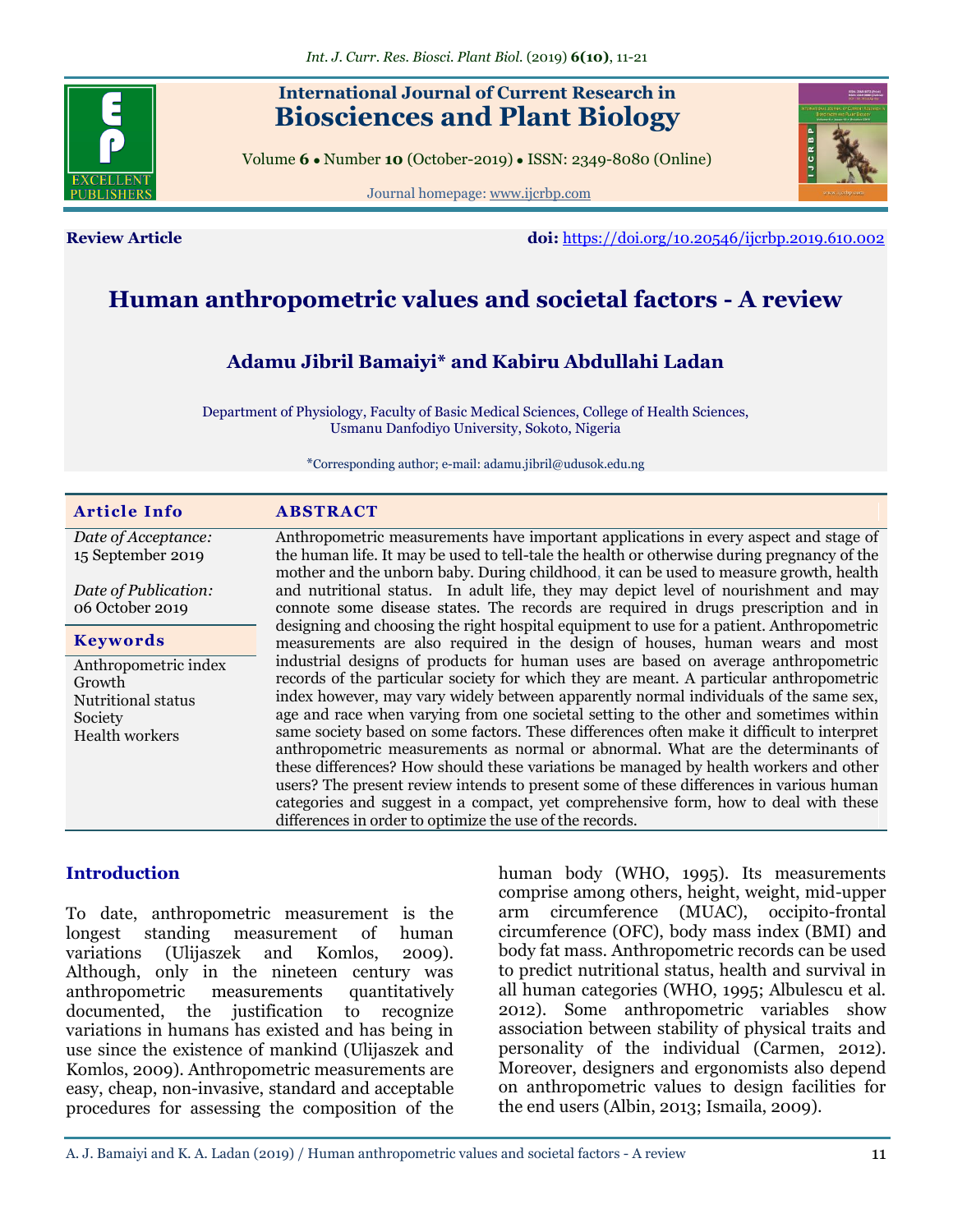International Journal of Current Research in
Biosciences and Plant Biology

Volume 6 • Number 10 (October-2019) • ISSN: 2349-8080 (Online)

Journal homepage: www.ijcrbp.com

**Review Article**

**doi:** https://doi.org/10.20546/ijcrbp.2019.610.002

# Human anthropometric values and societal factors - A review

**Adamu Jibril Bamaiyi* and Kabiru Abdullahi Ladan**

Department of Physiology, Faculty of Basic Medical Sciences, College of Health Sciences, Usmanu Danfodiyo University, Sokoto, Nigeria

*Corresponding author; e-mail: adamu.jibril@udusok.edu.ng

**Article Info**

*Date of Acceptance:*
15 September 2019

*Date of Publication:*
06 October 2019

**Keywords**

Anthropometric index
Growth
Nutritional status
Society
Health workers

## ABSTRACT

Anthropometric measurements have important applications in every aspect and stage of the human life. It may be used to tell-tale the health or otherwise during pregnancy of the mother and the unborn baby. During childhood, it can be used to measure growth, health and nutritional status. In adult life, they may depict level of nourishment and may connote some disease states. The records are required in drugs prescription and in designing and choosing the right hospital equipment to use for a patient. Anthropometric measurements are also required in the design of houses, human wears and most industrial designs of products for human uses are based on average anthropometric records of the particular society for which they are meant. A particular anthropometric index however, may vary widely between apparently normal individuals of the same sex, age and race when varying from one societal setting to the other and sometimes within same society based on some factors. These differences often make it difficult to interpret anthropometric measurements as normal or abnormal. What are the determinants of these differences? How should these variations be managed by health workers and other users? The present review intends to present some of these differences in various human categories and suggest in a compact, yet comprehensive form, how to deal with these differences in order to optimize the use of the records.

## Introduction

To date, anthropometric measurement is the longest standing measurement of human variations (Ulijaszek and Komlos, 2009). Although, only in the nineteen century was anthropometric measurements quantitatively documented, the justification to recognize variations in humans has existed and has being in use since the existence of mankind (Ulijaszek and Komlos, 2009). Anthropometric measurements are easy, cheap, non-invasive, standard and acceptable procedures for assessing the composition of the human body (WHO, 1995). Its measurements comprise among others, height, weight, mid-upper arm circumference (MUAC), occipito-frontal circumference (OFC), body mass index (BMI) and body fat mass. Anthropometric records can be used to predict nutritional status, health and survival in all human categories (WHO, 1995; Albulescu et al. 2012). Some anthropometric variables show association between stability of physical traits and personality of the individual (Carmen, 2012). Moreover, designers and ergonomists also depend on anthropometric values to design facilities for the end users (Albin, 2013; Ismaila, 2009).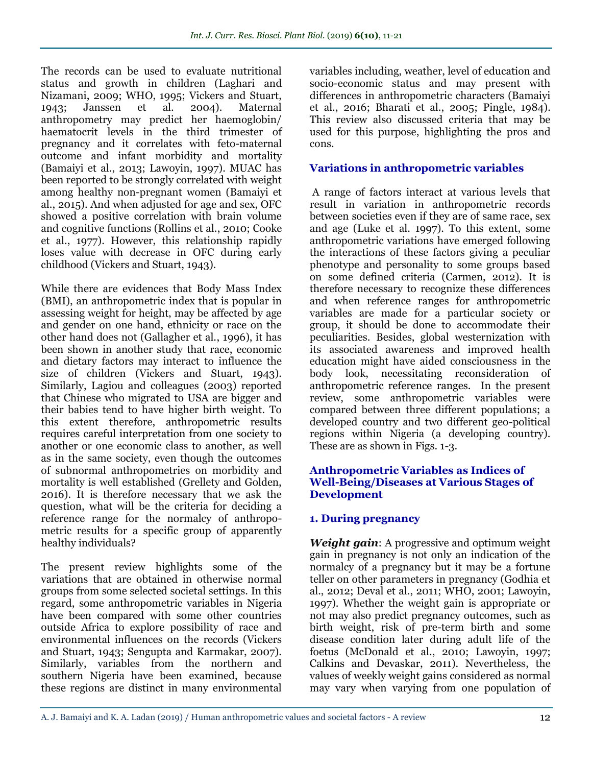The records can be used to evaluate nutritional status and growth in children (Laghari and Nizamani, 2009; WHO, 1995; Vickers and Stuart, 1943; Janssen et al. 2004). Maternal anthropometry may predict her haemoglobin/ haematocrit levels in the third trimester of pregnancy and it correlates with feto-maternal outcome and infant morbidity and mortality (Bamaiyi et al., 2013; Lawoyin, 1997). MUAC has been reported to be strongly correlated with weight among healthy non-pregnant women (Bamaiyi et al., 2015). And when adjusted for age and sex, OFC showed a positive correlation with brain volume and cognitive functions (Rollins et al., 2010; Cooke et al., 1977). However, this relationship rapidly loses value with decrease in OFC during early childhood (Vickers and Stuart, 1943).

While there are evidences that Body Mass Index (BMI), an anthropometric index that is popular in assessing weight for height, may be affected by age and gender on one hand, ethnicity or race on the other hand does not (Gallagher et al., 1996), it has been shown in another study that race, economic and dietary factors may interact to influence the size of children (Vickers and Stuart, 1943). Similarly, Lagiou and colleagues (2003) reported that Chinese who migrated to USA are bigger and their babies tend to have higher birth weight. To this extent therefore, anthropometric results requires careful interpretation from one society to another or one economic class to another, as well as in the same society, even though the outcomes of subnormal anthropometries on morbidity and mortality is well established (Grellety and Golden, 2016). It is therefore necessary that we ask the question, what will be the criteria for deciding a reference range for the normalcy of anthropometric results for a specific group of apparently healthy individuals?

The present review highlights some of the variations that are obtained in otherwise normal groups from some selected societal settings. In this regard, some anthropometric variables in Nigeria have been compared with some other countries outside Africa to explore possibility of race and environmental influences on the records (Vickers and Stuart, 1943; Sengupta and Karmakar, 2007). Similarly, variables from the northern and southern Nigeria have been examined, because these regions are distinct in many environmental variables including, weather, level of education and socio-economic status and may present with differences in anthropometric characters (Bamaiyi et al., 2016; Bharati et al., 2005; Pingle, 1984). This review also discussed criteria that may be used for this purpose, highlighting the pros and cons.

## Variations in anthropometric variables

A range of factors interact at various levels that result in variation in anthropometric records between societies even if they are of same race, sex and age (Luke et al. 1997). To this extent, some anthropometric variations have emerged following the interactions of these factors giving a peculiar phenotype and personality to some groups based on some defined criteria (Carmen, 2012). It is therefore necessary to recognize these differences and when reference ranges for anthropometric variables are made for a particular society or group, it should be done to accommodate their peculiarities. Besides, global westernization with its associated awareness and improved health education might have aided consciousness in the body look, necessitating reconsideration of anthropometric reference ranges. In the present review, some anthropometric variables were compared between three different populations; a developed country and two different geo-political regions within Nigeria (a developing country). These are as shown in Figs. 1-3.

## Anthropometric Variables as Indices of Well-Being/Diseases at Various Stages of Development

### 1. During pregnancy

***Weight gain***: A progressive and optimum weight gain in pregnancy is not only an indication of the normalcy of a pregnancy but it may be a fortune teller on other parameters in pregnancy (Godhia et al., 2012; Deval et al., 2011; WHO, 2001; Lawoyin, 1997). Whether the weight gain is appropriate or not may also predict pregnancy outcomes, such as birth weight, risk of pre-term birth and some disease condition later during adult life of the foetus (McDonald et al., 2010; Lawoyin, 1997; Calkins and Devaskar, 2011). Nevertheless, the values of weekly weight gains considered as normal may vary when varying from one population of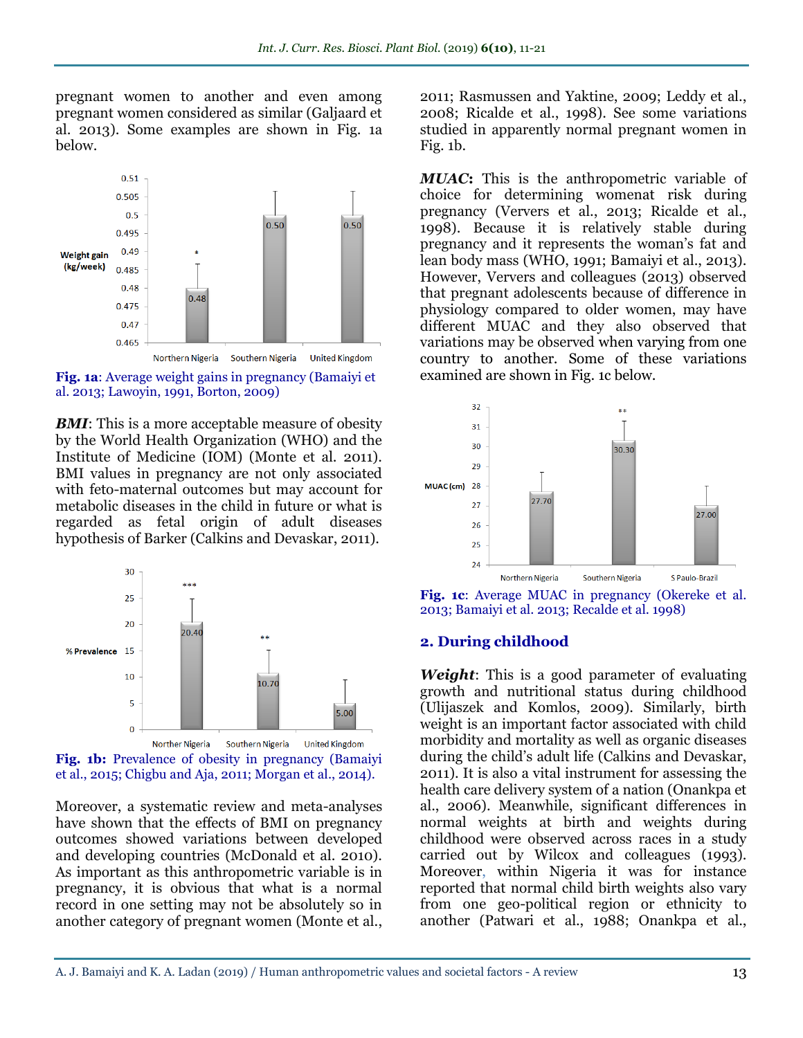pregnant women to another and even among pregnant women considered as similar (Galjaard et al. 2013). Some examples are shown in Fig. 1a below.

**Fig. 1a**: Average weight gains in pregnancy (Bamaiyi et al. 2013; Lawoyin, 1991, Borton, 2009)

***BMI***: This is a more acceptable measure of obesity by the World Health Organization (WHO) and the Institute of Medicine (IOM) (Monte et al. 2011). BMI values in pregnancy are not only associated with feto-maternal outcomes but may account for metabolic diseases in the child in future or what is regarded as fetal origin of adult diseases hypothesis of Barker (Calkins and Devaskar, 2011).

**Fig. 1b:** Prevalence of obesity in pregnancy (Bamaiyi et al., 2015; Chigbu and Aja, 2011; Morgan et al., 2014).

Moreover, a systematic review and meta-analyses have shown that the effects of BMI on pregnancy outcomes showed variations between developed and developing countries (McDonald et al. 2010). As important as this anthropometric variable is in pregnancy, it is obvious that what is a normal record in one setting may not be absolutely so in another category of pregnant women (Monte et al., 2011; Rasmussen and Yaktine, 2009; Leddy et al., 2008; Ricalde et al., 1998). See some variations studied in apparently normal pregnant women in Fig. 1b.

***MUAC***: This is the anthropometric variable of choice for determining womenat risk during pregnancy (Ververs et al., 2013; Ricalde et al., 1998). Because it is relatively stable during pregnancy and it represents the woman's fat and lean body mass (WHO, 1991; Bamaiyi et al., 2013). However, Ververs and colleagues (2013) observed that pregnant adolescents because of difference in physiology compared to older women, may have different MUAC and they also observed that variations may be observed when varying from one country to another. Some of these variations examined are shown in Fig. 1c below.

**Fig. 1c**: Average MUAC in pregnancy (Okereke et al. 2013; Bamaiyi et al. 2013; Recalde et al. 1998)

## 2. During childhood

***Weight***: This is a good parameter of evaluating growth and nutritional status during childhood (Ulijaszek and Komlos, 2009). Similarly, birth weight is an important factor associated with child morbidity and mortality as well as organic diseases during the child's adult life (Calkins and Devaskar, 2011). It is also a vital instrument for assessing the health care delivery system of a nation (Onankpa et al., 2006). Meanwhile, significant differences in normal weights at birth and weights during childhood were observed across races in a study carried out by Wilcox and colleagues (1993). Moreover, within Nigeria it was for instance reported that normal child birth weights also vary from one geo-political region or ethnicity to another (Patwari et al., 1988; Onankpa et al.,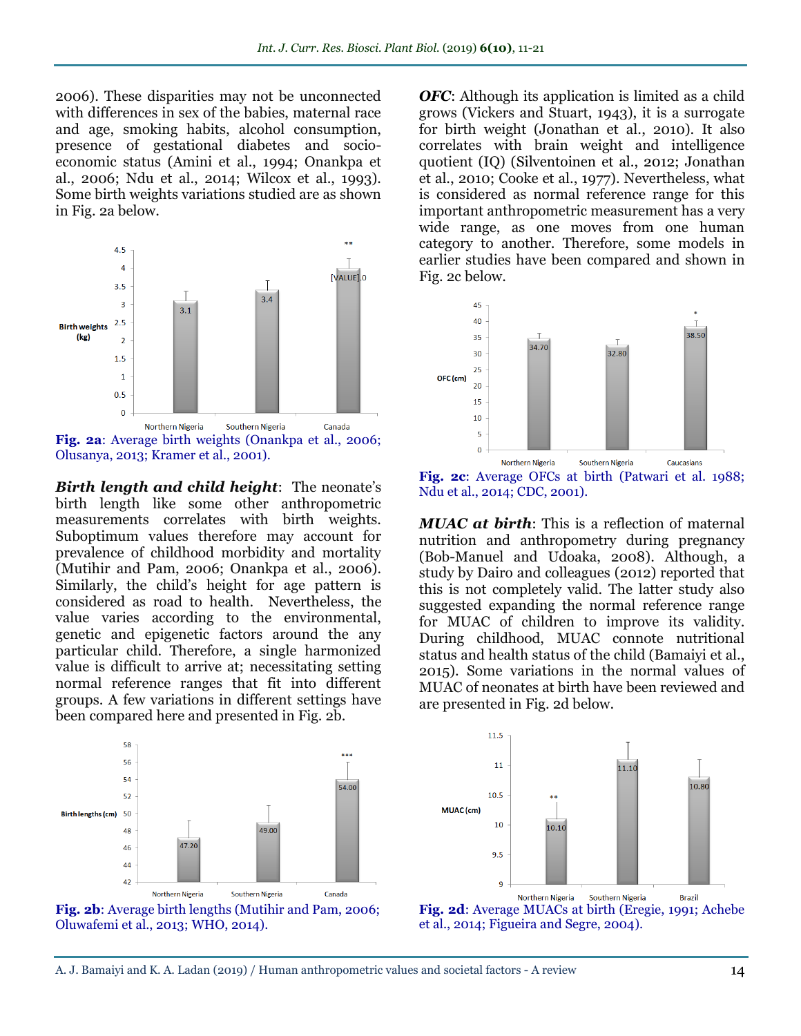2006). These disparities may not be unconnected with differences in sex of the babies, maternal race and age, smoking habits, alcohol consumption, presence of gestational diabetes and socio-economic status (Amini et al., 1994; Onankpa et al., 2006; Ndu et al., 2014; Wilcox et al., 1993). Some birth weights variations studied are as shown in Fig. 2a below.

**Fig. 2a**: Average birth weights (Onankpa et al., 2006; Olusanya, 2013; Kramer et al., 2001).

***Birth length and child height***: The neonate's birth length like some other anthropometric measurements correlates with birth weights. Suboptimum values therefore may account for prevalence of childhood morbidity and mortality (Mutihir and Pam, 2006; Onankpa et al., 2006). Similarly, the child's height for age pattern is considered as road to health. Nevertheless, the value varies according to the environmental, genetic and epigenetic factors around the any particular child. Therefore, a single harmonized value is difficult to arrive at; necessitating setting normal reference ranges that fit into different groups. A few variations in different settings have been compared here and presented in Fig. 2b.

**Fig. 2b**: Average birth lengths (Mutihir and Pam, 2006; Oluwafemi et al., 2013; WHO, 2014).

***OFC***: Although its application is limited as a child grows (Vickers and Stuart, 1943), it is a surrogate for birth weight (Jonathan et al., 2010). It also correlates with brain weight and intelligence quotient (IQ) (Silventoinen et al., 2012; Jonathan et al., 2010; Cooke et al., 1977). Nevertheless, what is considered as normal reference range for this important anthropometric measurement has a very wide range, as one moves from one human category to another. Therefore, some models in earlier studies have been compared and shown in Fig. 2c below.

**Fig. 2c**: Average OFCs at birth (Patwari et al. 1988; Ndu et al., 2014; CDC, 2001).

***MUAC at birth***: This is a reflection of maternal nutrition and anthropometry during pregnancy (Bob-Manuel and Udoaka, 2008). Although, a study by Dairo and colleagues (2012) reported that this is not completely valid. The latter study also suggested expanding the normal reference range for MUAC of children to improve its validity. During childhood, MUAC connote nutritional status and health status of the child (Bamaiyi et al., 2015). Some variations in the normal values of MUAC of neonates at birth have been reviewed and are presented in Fig. 2d below.

**Fig. 2d**: Average MUACs at birth (Eregie, 1991; Achebe et al., 2014; Figueira and Segre, 2004).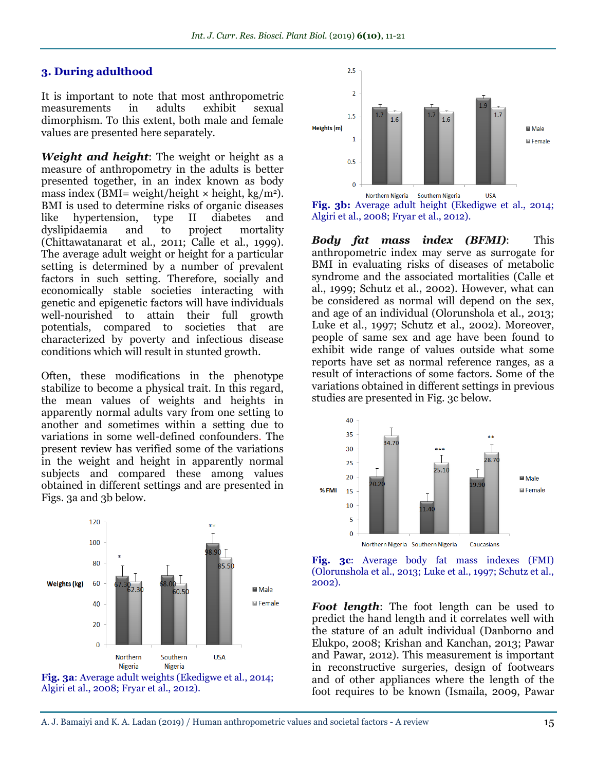### 3. During adulthood

It is important to note that most anthropometric measurements in adults exhibit sexual dimorphism. To this extent, both male and female values are presented here separately.

***Weight and height***: The weight or height as a measure of anthropometry in the adults is better presented together, in an index known as body mass index (BMI= weight/height × height, kg/m$^2$). BMI is used to determine risks of organic diseases like hypertension, type II diabetes and dyslipidaemia and to project mortality (Chittawatanarat et al., 2011; Calle et al., 1999). The average adult weight or height for a particular setting is determined by a number of prevalent factors in such setting. Therefore, socially and economically stable societies interacting with genetic and epigenetic factors will have individuals well-nourished to attain their full growth potentials, compared to societies that are characterized by poverty and infectious disease conditions which will result in stunted growth.

Often, these modifications in the phenotype stabilize to become a physical trait. In this regard, the mean values of weights and heights in apparently normal adults vary from one setting to another and sometimes within a setting due to variations in some well-defined confounders. The present review has verified some of the variations in the weight and height in apparently normal subjects and compared these among values obtained in different settings and are presented in Figs. 3a and 3b below.

**Fig. 3a**: Average adult weights (Ekedigwe et al., 2014; Algiri et al., 2008; Fryar et al., 2012).

**Fig. 3b:** Average adult height (Ekedigwe et al., 2014; Algiri et al., 2008; Fryar et al., 2012).

***Body fat mass index (BFMI)***: This anthropometric index may serve as surrogate for BMI in evaluating risks of diseases of metabolic syndrome and the associated mortalities (Calle et al., 1999; Schutz et al., 2002). However, what can be considered as normal will depend on the sex, and age of an individual (Olorunshola et al., 2013; Luke et al., 1997; Schutz et al., 2002). Moreover, people of same sex and age have been found to exhibit wide range of values outside what some reports have set as normal reference ranges, as a result of interactions of some factors. Some of the variations obtained in different settings in previous studies are presented in Fig. 3c below.

**Fig. 3c**: Average body fat mass indexes (FMI) (Olorunshola et al., 2013; Luke et al., 1997; Schutz et al., 2002).

***Foot length***: The foot length can be used to predict the hand length and it correlates well with the stature of an adult individual (Danborno and Elukpo, 2008; Krishan and Kanchan, 2013; Pawar and Pawar, 2012). This measurement is important in reconstructive surgeries, design of footwears and of other appliances where the length of the foot requires to be known (Ismaila, 2009, Pawar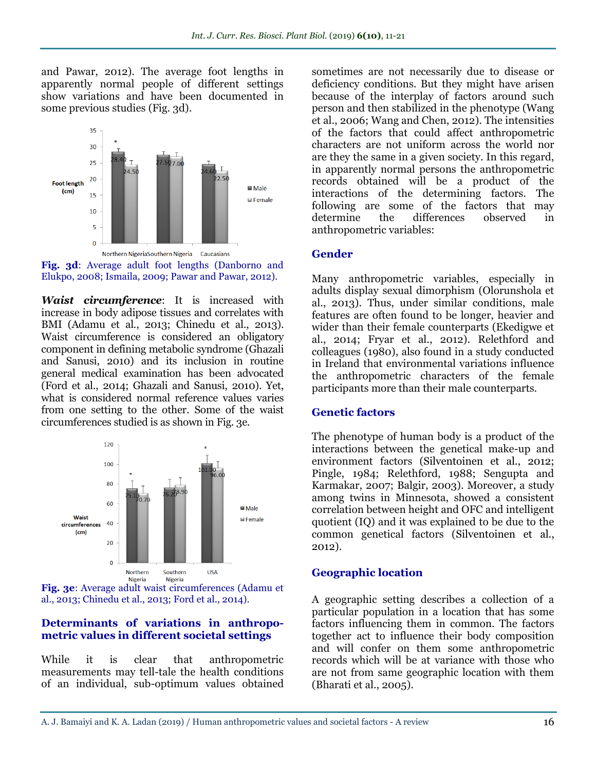and Pawar, 2012). The average foot lengths in apparently normal people of different settings show variations and have been documented in some previous studies (Fig. 3d).

**Fig. 3d**: Average adult foot lengths (Danborno and Elukpo, 2008; Ismaila, 2009; Pawar and Pawar, 2012).

***Waist circumference***: It is increased with increase in body adipose tissues and correlates with BMI (Adamu et al., 2013; Chinedu et al., 2013). Waist circumference is considered an obligatory component in defining metabolic syndrome (Ghazali and Sanusi, 2010) and its inclusion in routine general medical examination has been advocated (Ford et al., 2014; Ghazali and Sanusi, 2010). Yet, what is considered normal reference values varies from one setting to the other. Some of the waist circumferences studied is as shown in Fig. 3e.

**Fig. 3e**: Average adult waist circumferences (Adamu et al., 2013; Chinedu et al., 2013; Ford et al., 2014).

## Determinants of variations in anthropometric values in different societal settings

While it is clear that anthropometric measurements may tell-tale the health conditions of an individual, sub-optimum values obtained sometimes are not necessarily due to disease or deficiency conditions. But they might have arisen because of the interplay of factors around such person and then stabilized in the phenotype (Wang et al., 2006; Wang and Chen, 2012). The intensities of the factors that could affect anthropometric characters are not uniform across the world nor are they the same in a given society. In this regard, in apparently normal persons the anthropometric records obtained will be a product of the interactions of the determining factors. The following are some of the factors that may determine the differences observed in anthropometric variables:

### Gender

Many anthropometric variables, especially in adults display sexual dimorphism (Olorunshola et al., 2013). Thus, under similar conditions, male features are often found to be longer, heavier and wider than their female counterparts (Ekedigwe et al., 2014; Fryar et al., 2012). Relethford and colleagues (1980), also found in a study conducted in Ireland that environmental variations influence the anthropometric characters of the female participants more than their male counterparts.

### Genetic factors

The phenotype of human body is a product of the interactions between the genetical make-up and environment factors (Silventoinen et al., 2012; Pingle, 1984; Relethford, 1988; Sengupta and Karmakar, 2007; Balgir, 2003). Moreover, a study among twins in Minnesota, showed a consistent correlation between height and OFC and intelligent quotient (IQ) and it was explained to be due to the common genetical factors (Silventoinen et al., 2012).

### Geographic location

A geographic setting describes a collection of a particular population in a location that has some factors influencing them in common. The factors together act to influence their body composition and will confer on them some anthropometric records which will be at variance with those who are not from same geographic location with them (Bharati et al., 2005).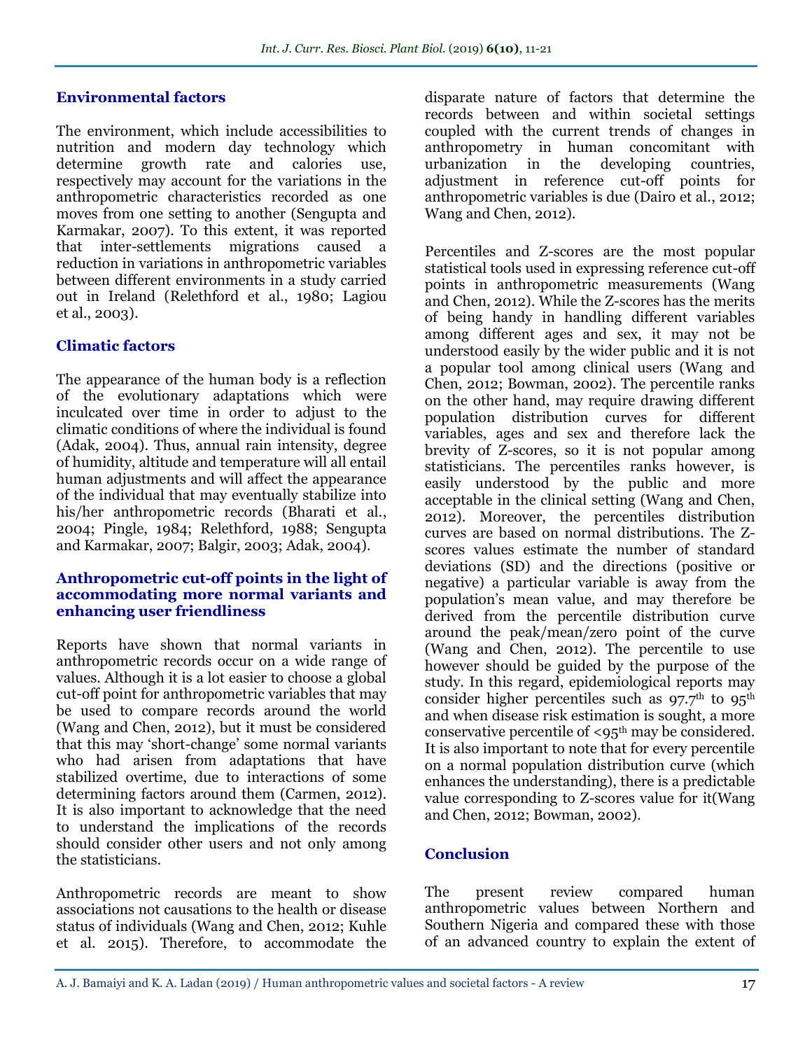## Environmental factors

The environment, which include accessibilities to nutrition and modern day technology which determine growth rate and calories use, respectively may account for the variations in the anthropometric characteristics recorded as one moves from one setting to another (Sengupta and Karmakar, 2007). To this extent, it was reported that inter-settlements migrations caused a reduction in variations in anthropometric variables between different environments in a study carried out in Ireland (Relethford et al., 1980; Lagiou et al., 2003).

## Climatic factors

The appearance of the human body is a reflection of the evolutionary adaptations which were inculcated over time in order to adjust to the climatic conditions of where the individual is found (Adak, 2004). Thus, annual rain intensity, degree of humidity, altitude and temperature will all entail human adjustments and will affect the appearance of the individual that may eventually stabilize into his/her anthropometric records (Bharati et al., 2004; Pingle, 1984; Relethford, 1988; Sengupta and Karmakar, 2007; Balgir, 2003; Adak, 2004).

## Anthropometric cut-off points in the light of accommodating more normal variants and enhancing user friendliness

Reports have shown that normal variants in anthropometric records occur on a wide range of values. Although it is a lot easier to choose a global cut-off point for anthropometric variables that may be used to compare records around the world (Wang and Chen, 2012), but it must be considered that this may 'short-change' some normal variants who had arisen from adaptations that have stabilized overtime, due to interactions of some determining factors around them (Carmen, 2012). It is also important to acknowledge that the need to understand the implications of the records should consider other users and not only among the statisticians.

Anthropometric records are meant to show associations not causations to the health or disease status of individuals (Wang and Chen, 2012; Kuhle et al. 2015). Therefore, to accommodate the disparate nature of factors that determine the records between and within societal settings coupled with the current trends of changes in anthropometry in human concomitant with urbanization in the developing countries, adjustment in reference cut-off points for anthropometric variables is due (Dairo et al., 2012; Wang and Chen, 2012).

Percentiles and Z-scores are the most popular statistical tools used in expressing reference cut-off points in anthropometric measurements (Wang and Chen, 2012). While the Z-scores has the merits of being handy in handling different variables among different ages and sex, it may not be understood easily by the wider public and it is not a popular tool among clinical users (Wang and Chen, 2012; Bowman, 2002). The percentile ranks on the other hand, may require drawing different population distribution curves for different variables, ages and sex and therefore lack the brevity of Z-scores, so it is not popular among statisticians. The percentiles ranks however, is easily understood by the public and more acceptable in the clinical setting (Wang and Chen, 2012). Moreover, the percentiles distribution curves are based on normal distributions. The Z-scores values estimate the number of standard deviations (SD) and the directions (positive or negative) a particular variable is away from the population's mean value, and may therefore be derived from the percentile distribution curve around the peak/mean/zero point of the curve (Wang and Chen, 2012). The percentile to use however should be guided by the purpose of the study. In this regard, epidemiological reports may consider higher percentiles such as 97.7$^{th}$ to 95$^{th}$ and when disease risk estimation is sought, a more conservative percentile of <95$^{th}$ may be considered. It is also important to note that for every percentile on a normal population distribution curve (which enhances the understanding), there is a predictable value corresponding to Z-scores value for it(Wang and Chen, 2012; Bowman, 2002).

## Conclusion

The present review compared human anthropometric values between Northern and Southern Nigeria and compared these with those of an advanced country to explain the extent of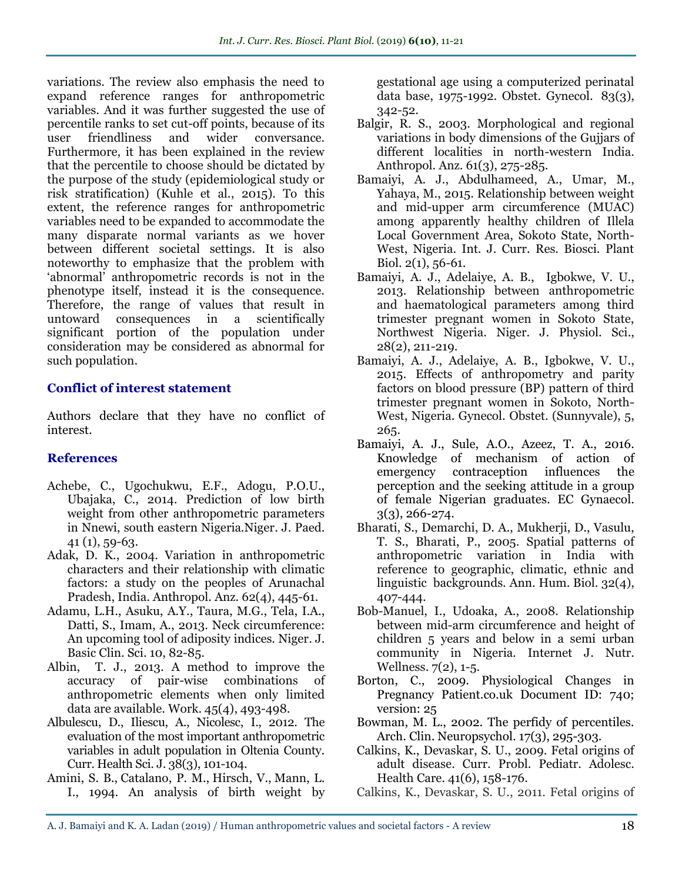variations. The review also emphasis the need to expand reference ranges for anthropometric variables. And it was further suggested the use of percentile ranks to set cut-off points, because of its user friendliness and wider conversance. Furthermore, it has been explained in the review that the percentile to choose should be dictated by the purpose of the study (epidemiological study or risk stratification) (Kuhle et al., 2015). To this extent, the reference ranges for anthropometric variables need to be expanded to accommodate the many disparate normal variants as we hover between different societal settings. It is also noteworthy to emphasize that the problem with 'abnormal' anthropometric records is not in the phenotype itself, instead it is the consequence. Therefore, the range of values that result in untoward consequences in a scientifically significant portion of the population under consideration may be considered as abnormal for such population.

## Conflict of interest statement

Authors declare that they have no conflict of interest.

## References

Achebe, C., Ugochukwu, E.F., Adogu, P.O.U., Ubajaka, C., 2014. Prediction of low birth weight from other anthropometric parameters in Nnewi, south eastern Nigeria.Niger. J. Paed. 41 (1), 59-63.

Adak, D. K., 2004. Variation in anthropometric characters and their relationship with climatic factors: a study on the peoples of Arunachal Pradesh, India. Anthropol. Anz. 62(4), 445-61.

Adamu, L.H., Asuku, A.Y., Taura, M.G., Tela, I.A., Datti, S., Imam, A., 2013. Neck circumference: An upcoming tool of adiposity indices. Niger. J. Basic Clin. Sci. 10, 82-85.

Albin, T. J., 2013. A method to improve the accuracy of pair-wise combinations of anthropometric elements when only limited data are available. Work. 45(4), 493-498.

Albulescu, D., Iliescu, A., Nicolesc, I., 2012. The evaluation of the most important anthropometric variables in adult population in Oltenia County. Curr. Health Sci. J. 38(3), 101-104.

Amini, S. B., Catalano, P. M., Hirsch, V., Mann, L. I., 1994. An analysis of birth weight by gestational age using a computerized perinatal data base, 1975-1992. Obstet. Gynecol. 83(3), 342-52.

Balgir, R. S., 2003. Morphological and regional variations in body dimensions of the Gujjars of different localities in north-western India. Anthropol. Anz. 61(3), 275-285.

Bamaiyi, A. J., Abdulhameed, A., Umar, M., Yahaya, M., 2015. Relationship between weight and mid-upper arm circumference (MUAC) among apparently healthy children of Illela Local Government Area, Sokoto State, North-West, Nigeria. Int. J. Curr. Res. Biosci. Plant Biol. 2(1), 56-61.

Bamaiyi, A. J., Adelaiye, A. B., Igbokwe, V. U., 2013. Relationship between anthropometric and haematological parameters among third trimester pregnant women in Sokoto State, Northwest Nigeria. Niger. J. Physiol. Sci., 28(2), 211-219.

Bamaiyi, A. J., Adelaiye, A. B., Igbokwe, V. U., 2015. Effects of anthropometry and parity factors on blood pressure (BP) pattern of third trimester pregnant women in Sokoto, North-West, Nigeria. Gynecol. Obstet. (Sunnyvale), 5, 265.

Bamaiyi, A. J., Sule, A.O., Azeez, T. A., 2016. Knowledge of mechanism of action of emergency contraception influences the perception and the seeking attitude in a group of female Nigerian graduates. EC Gynaecol. 3(3), 266-274.

Bharati, S., Demarchi, D. A., Mukherji, D., Vasulu, T. S., Bharati, P., 2005. Spatial patterns of anthropometric variation in India with reference to geographic, climatic, ethnic and linguistic backgrounds. Ann. Hum. Biol. 32(4), 407-444.

Bob-Manuel, I., Udoaka, A., 2008. Relationship between mid-arm circumference and height of children 5 years and below in a semi urban community in Nigeria. Internet J. Nutr. Wellness. 7(2), 1-5.

Borton, C., 2009. Physiological Changes in Pregnancy Patient.co.uk Document ID: 740; version: 25

Bowman, M. L., 2002. The perfidy of percentiles. Arch. Clin. Neuropsychol. 17(3), 295-303.

Calkins, K., Devaskar, S. U., 2009. Fetal origins of adult disease. Curr. Probl. Pediatr. Adolesc. Health Care. 41(6), 158-176.

Calkins, K., Devaskar, S. U., 2011. Fetal origins of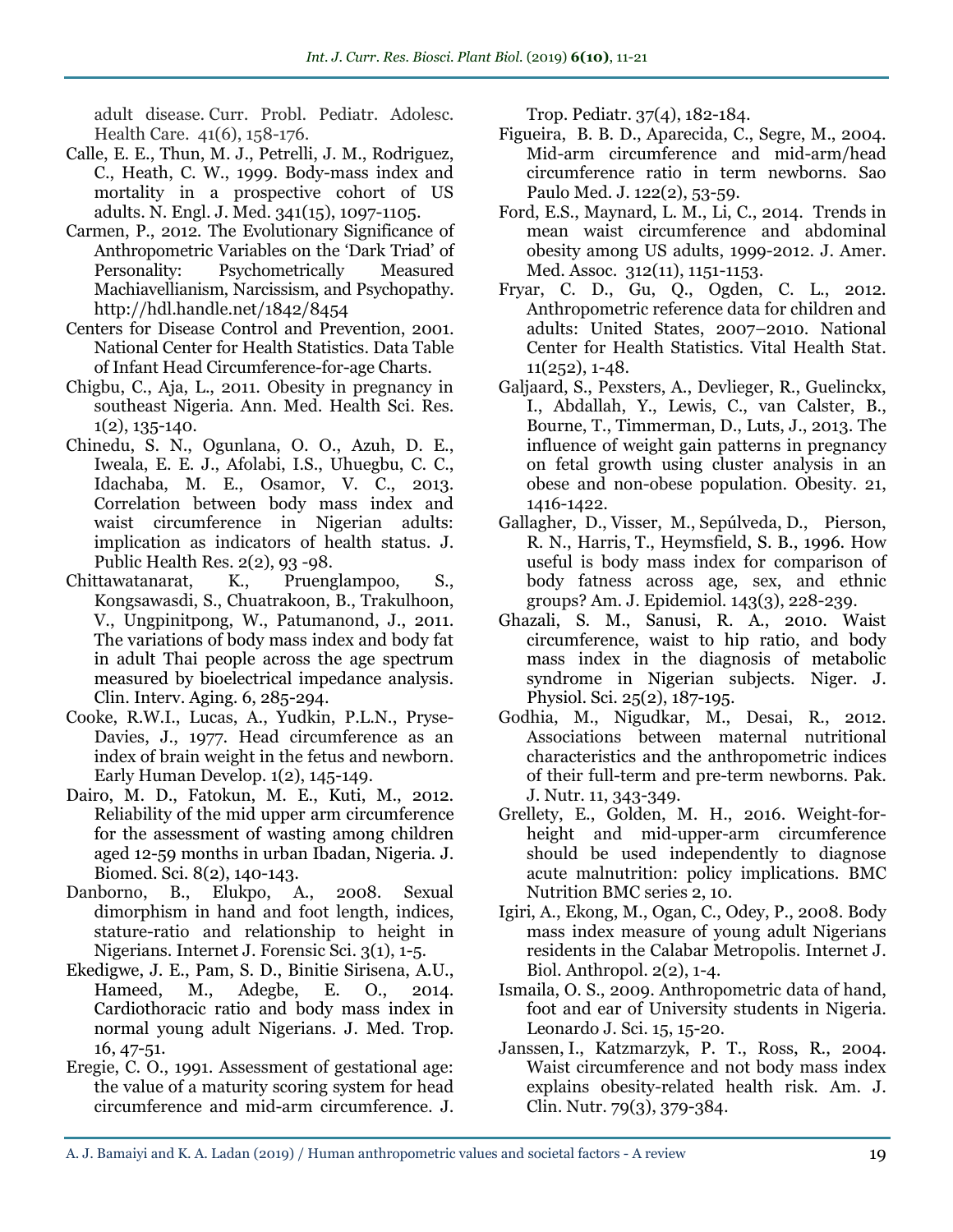adult disease. Curr. Probl. Pediatr. Adolesc. Health Care. 41(6), 158-176.

Calle, E. E., Thun, M. J., Petrelli, J. M., Rodriguez, C., Heath, C. W., 1999. Body-mass index and mortality in a prospective cohort of US adults. N. Engl. J. Med. 341(15), 1097-1105.

Carmen, P., 2012. The Evolutionary Significance of Anthropometric Variables on the 'Dark Triad' of Personality: Psychometrically Measured Machiavellianism, Narcissism, and Psychopathy. http://hdl.handle.net/1842/8454

Centers for Disease Control and Prevention, 2001. National Center for Health Statistics. Data Table of Infant Head Circumference-for-age Charts.

Chigbu, C., Aja, L., 2011. Obesity in pregnancy in southeast Nigeria. Ann. Med. Health Sci. Res. 1(2), 135-140.

Chinedu, S. N., Ogunlana, O. O., Azuh, D. E., Iweala, E. E. J., Afolabi, I.S., Uhuegbu, C. C., Idachaba, M. E., Osamor, V. C., 2013. Correlation between body mass index and waist circumference in Nigerian adults: implication as indicators of health status. J. Public Health Res. 2(2), 93 -98.

Chittawatanarat, K., Pruenglampoo, S., Kongsawasdi, S., Chuatrakoon, B., Trakulhoon, V., Ungpinitpong, W., Patumanond, J., 2011. The variations of body mass index and body fat in adult Thai people across the age spectrum measured by bioelectrical impedance analysis. Clin. Interv. Aging. 6, 285-294.

Cooke, R.W.I., Lucas, A., Yudkin, P.L.N., Pryse-Davies, J., 1977. Head circumference as an index of brain weight in the fetus and newborn. Early Human Develop. 1(2), 145-149.

Dairo, M. D., Fatokun, M. E., Kuti, M., 2012. Reliability of the mid upper arm circumference for the assessment of wasting among children aged 12-59 months in urban Ibadan, Nigeria. J. Biomed. Sci. 8(2), 140-143.

Danborno, B., Elukpo, A., 2008. Sexual dimorphism in hand and foot length, indices, stature-ratio and relationship to height in Nigerians. Internet J. Forensic Sci. 3(1), 1-5.

Ekedigwe, J. E., Pam, S. D., Binitie Sirisena, A.U., Hameed, M., Adegbe, E. O., 2014. Cardiothoracic ratio and body mass index in normal young adult Nigerians. J. Med. Trop. 16, 47-51.

Eregie, C. O., 1991. Assessment of gestational age: the value of a maturity scoring system for head circumference and mid-arm circumference. J. Trop. Pediatr. 37(4), 182-184.

Figueira, B. B. D., Aparecida, C., Segre, M., 2004. Mid-arm circumference and mid-arm/head circumference ratio in term newborns. Sao Paulo Med. J. 122(2), 53-59.

Ford, E.S., Maynard, L. M., Li, C., 2014. Trends in mean waist circumference and abdominal obesity among US adults, 1999-2012. J. Amer. Med. Assoc. 312(11), 1151-1153.

Fryar, C. D., Gu, Q., Ogden, C. L., 2012. Anthropometric reference data for children and adults: United States, 2007–2010. National Center for Health Statistics. Vital Health Stat. 11(252), 1-48.

Galjaard, S., Pexsters, A., Devlieger, R., Guelinckx, I., Abdallah, Y., Lewis, C., van Calster, B., Bourne, T., Timmerman, D., Luts, J., 2013. The influence of weight gain patterns in pregnancy on fetal growth using cluster analysis in an obese and non-obese population. Obesity. 21, 1416-1422.

Gallagher, D., Visser, M., Sepúlveda, D., Pierson, R. N., Harris, T., Heymsfield, S. B., 1996. How useful is body mass index for comparison of body fatness across age, sex, and ethnic groups? Am. J. Epidemiol. 143(3), 228-239.

Ghazali, S. M., Sanusi, R. A., 2010. Waist circumference, waist to hip ratio, and body mass index in the diagnosis of metabolic syndrome in Nigerian subjects. Niger. J. Physiol. Sci. 25(2), 187-195.

Godhia, M., Nigudkar, M., Desai, R., 2012. Associations between maternal nutritional characteristics and the anthropometric indices of their full-term and pre-term newborns. Pak. J. Nutr. 11, 343-349.

Grellety, E., Golden, M. H., 2016. Weight-for-height and mid-upper-arm circumference should be used independently to diagnose acute malnutrition: policy implications. BMC Nutrition BMC series 2, 10.

Igiri, A., Ekong, M., Ogan, C., Odey, P., 2008. Body mass index measure of young adult Nigerians residents in the Calabar Metropolis. Internet J. Biol. Anthropol. 2(2), 1-4.

Ismaila, O. S., 2009. Anthropometric data of hand, foot and ear of University students in Nigeria. Leonardo J. Sci. 15, 15-20.

Janssen, I., Katzmarzyk, P. T., Ross, R., 2004. Waist circumference and not body mass index explains obesity-related health risk. Am. J. Clin. Nutr. 79(3), 379-384.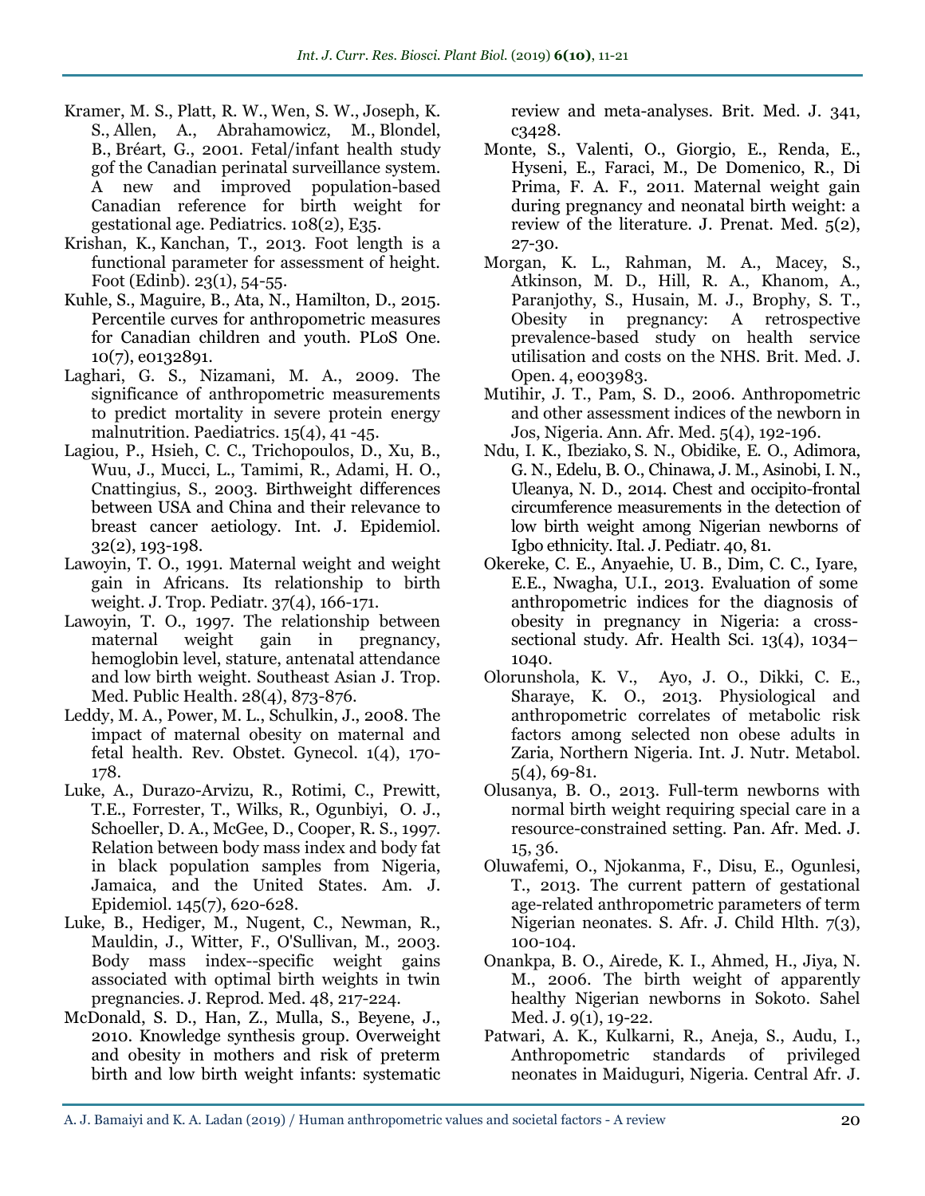Kramer, M. S., Platt, R. W., Wen, S. W., Joseph, K. S., Allen, A., Abrahamowicz, M., Blondel, B., Bréart, G., 2001. Fetal/infant health study gof the Canadian perinatal surveillance system. A new and improved population-based Canadian reference for birth weight for gestational age. Pediatrics. 108(2), E35.

Krishan, K., Kanchan, T., 2013. Foot length is a functional parameter for assessment of height. Foot (Edinb). 23(1), 54-55.

Kuhle, S., Maguire, B., Ata, N., Hamilton, D., 2015. Percentile curves for anthropometric measures for Canadian children and youth. PLoS One. 10(7), e0132891.

Laghari, G. S., Nizamani, M. A., 2009. The significance of anthropometric measurements to predict mortality in severe protein energy malnutrition. Paediatrics. 15(4), 41 -45.

Lagiou, P., Hsieh, C. C., Trichopoulos, D., Xu, B., Wuu, J., Mucci, L., Tamimi, R., Adami, H. O., Cnattingius, S., 2003. Birthweight differences between USA and China and their relevance to breast cancer aetiology. Int. J. Epidemiol. 32(2), 193-198.

Lawoyin, T. O., 1991. Maternal weight and weight gain in Africans. Its relationship to birth weight. J. Trop. Pediatr. 37(4), 166-171.

Lawoyin, T. O., 1997. The relationship between maternal weight gain in pregnancy, hemoglobin level, stature, antenatal attendance and low birth weight. Southeast Asian J. Trop. Med. Public Health. 28(4), 873-876.

Leddy, M. A., Power, M. L., Schulkin, J., 2008. The impact of maternal obesity on maternal and fetal health. Rev. Obstet. Gynecol. 1(4), 170-178.

Luke, A., Durazo-Arvizu, R., Rotimi, C., Prewitt, T.E., Forrester, T., Wilks, R., Ogunbiyi, O. J., Schoeller, D. A., McGee, D., Cooper, R. S., 1997. Relation between body mass index and body fat in black population samples from Nigeria, Jamaica, and the United States. Am. J. Epidemiol. 145(7), 620-628.

Luke, B., Hediger, M., Nugent, C., Newman, R., Mauldin, J., Witter, F., O'Sullivan, M., 2003. Body mass index--specific weight gains associated with optimal birth weights in twin pregnancies. J. Reprod. Med. 48, 217-224.

McDonald, S. D., Han, Z., Mulla, S., Beyene, J., 2010. Knowledge synthesis group. Overweight and obesity in mothers and risk of preterm birth and low birth weight infants: systematic review and meta-analyses. Brit. Med. J. 341, c3428.

Monte, S., Valenti, O., Giorgio, E., Renda, E., Hyseni, E., Faraci, M., De Domenico, R., Di Prima, F. A. F., 2011. Maternal weight gain during pregnancy and neonatal birth weight: a review of the literature. J. Prenat. Med. 5(2), 27-30.

Morgan, K. L., Rahman, M. A., Macey, S., Atkinson, M. D., Hill, R. A., Khanom, A., Paranjothy, S., Husain, M. J., Brophy, S. T., Obesity in pregnancy: A retrospective prevalence-based study on health service utilisation and costs on the NHS. Brit. Med. J. Open. 4, e003983.

Mutihir, J. T., Pam, S. D., 2006. Anthropometric and other assessment indices of the newborn in Jos, Nigeria. Ann. Afr. Med. 5(4), 192-196.

Ndu, I. K., Ibeziako, S. N., Obidike, E. O., Adimora, G. N., Edelu, B. O., Chinawa, J. M., Asinobi, I. N., Uleanya, N. D., 2014. Chest and occipito-frontal circumference measurements in the detection of low birth weight among Nigerian newborns of Igbo ethnicity. Ital. J. Pediatr. 40, 81.

Okereke, C. E., Anyaehie, U. B., Dim, C. C., Iyare, E.E., Nwagha, U.I., 2013. Evaluation of some anthropometric indices for the diagnosis of obesity in pregnancy in Nigeria: a cross-sectional study. Afr. Health Sci. 13(4), 1034–1040.

Olorunshola, K. V., Ayo, J. O., Dikki, C. E., Sharaye, K. O., 2013. Physiological and anthropometric correlates of metabolic risk factors among selected non obese adults in Zaria, Northern Nigeria. Int. J. Nutr. Metabol. 5(4), 69-81.

Olusanya, B. O., 2013. Full-term newborns with normal birth weight requiring special care in a resource-constrained setting. Pan. Afr. Med. J. 15, 36.

Oluwafemi, O., Njokanma, F., Disu, E., Ogunlesi, T., 2013. The current pattern of gestational age-related anthropometric parameters of term Nigerian neonates. S. Afr. J. Child Hlth. 7(3), 100-104.

Onankpa, B. O., Airede, K. I., Ahmed, H., Jiya, N. M., 2006. The birth weight of apparently healthy Nigerian newborns in Sokoto. Sahel Med. J. 9(1), 19-22.

Patwari, A. K., Kulkarni, R., Aneja, S., Audu, I., Anthropometric standards of privileged neonates in Maiduguri, Nigeria. Central Afr. J.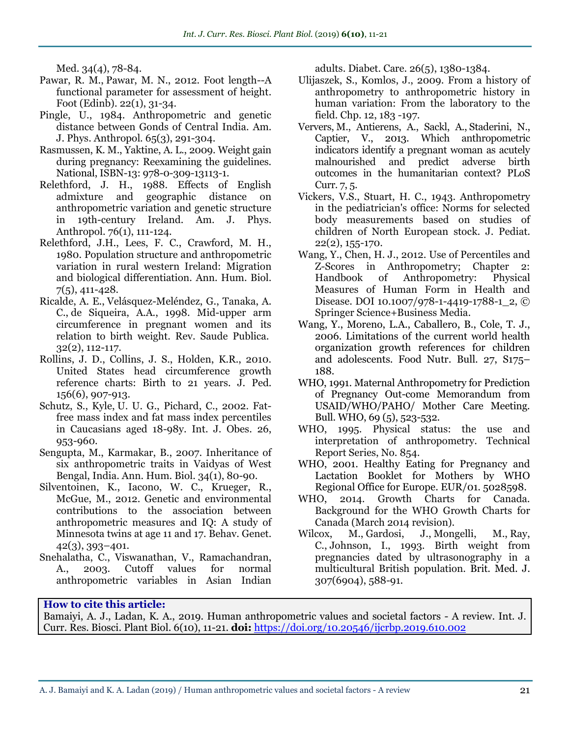Med. 34(4), 78-84.

Pawar, R. M., Pawar, M. N., 2012. Foot length--A functional parameter for assessment of height. Foot (Edinb). 22(1), 31-34.

Pingle, U., 1984. Anthropometric and genetic distance between Gonds of Central India. Am. J. Phys. Anthropol. 65(3), 291-304.

Rasmussen, K. M., Yaktine, A. L., 2009. Weight gain during pregnancy: Reexamining the guidelines. National, ISBN-13: 978-0-309-13113-1.

Relethford, J. H., 1988. Effects of English admixture and geographic distance on anthropometric variation and genetic structure in 19th-century Ireland. Am. J. Phys. Anthropol. 76(1), 111-124.

Relethford, J.H., Lees, F. C., Crawford, M. H., 1980. Population structure and anthropometric variation in rural western Ireland: Migration and biological differentiation. Ann. Hum. Biol. 7(5), 411-428.

Ricalde, A. E., Velásquez-Meléndez, G., Tanaka, A. C., de Siqueira, A.A., 1998. Mid-upper arm circumference in pregnant women and its relation to birth weight. Rev. Saude Publica. 32(2), 112-117.

Rollins, J. D., Collins, J. S., Holden, K.R., 2010. United States head circumference growth reference charts: Birth to 21 years. J. Ped. 156(6), 907-913.

Schutz, S., Kyle, U. U. G., Pichard, C., 2002. Fat-free mass index and fat mass index percentiles in Caucasians aged 18-98y. Int. J. Obes. 26, 953-960.

Sengupta, M., Karmakar, B., 2007. Inheritance of six anthropometric traits in Vaidyas of West Bengal, India. Ann. Hum. Biol. 34(1), 80-90.

Silventoinen, K., Iacono, W. C., Krueger, R., McGue, M., 2012. Genetic and environmental contributions to the association between anthropometric measures and IQ: A study of Minnesota twins at age 11 and 17. Behav. Genet. 42(3), 393–401.

Snehalatha, C., Viswanathan, V., Ramachandran, A., 2003. Cutoff values for normal anthropometric variables in Asian Indian adults. Diabet. Care. 26(5), 1380-1384.

Ulijaszek, S., Komlos, J., 2009. From a history of anthropometry to anthropometric history in human variation: From the laboratory to the field. Chp. 12, 183 -197.

Ververs, M., Antierens, A., Sackl, A., Staderini, N., Captier, V., 2013. Which anthropometric indicators identify a pregnant woman as acutely malnourished and predict adverse birth outcomes in the humanitarian context? PLoS Curr. 7, 5.

Vickers, V.S., Stuart, H. C., 1943. Anthropometry in the pediatrician's office: Norms for selected body measurements based on studies of children of North European stock. J. Pediat. 22(2), 155-170.

Wang, Y., Chen, H. J., 2012. Use of Percentiles and Z-Scores in Anthropometry; Chapter 2: Handbook of Anthropometry: Physical Measures of Human Form in Health and Disease. DOI 10.1007/978-1-4419-1788-1_2, © Springer Science+Business Media.

Wang, Y., Moreno, L.A., Caballero, B., Cole, T. J., 2006. Limitations of the current world health organization growth references for children and adolescents. Food Nutr. Bull. 27, S175–188.

WHO, 1991. Maternal Anthropometry for Prediction of Pregnancy Out-come Memorandum from USAID/WHO/PAHO/ Mother Care Meeting. Bull. WHO, 69 (5), 523-532.

WHO, 1995. Physical status: the use and interpretation of anthropometry. Technical Report Series, No. 854.

WHO, 2001. Healthy Eating for Pregnancy and Lactation Booklet for Mothers by WHO Regional Office for Europe. EUR/01. 5028598.

WHO, 2014. Growth Charts for Canada. Background for the WHO Growth Charts for Canada (March 2014 revision).

Wilcox, M., Gardosi, J., Mongelli, M., Ray, C., Johnson, I., 1993. Birth weight from pregnancies dated by ultrasonography in a multicultural British population. Brit. Med. J. 307(6904), 588-91.

**How to cite this article:**
Bamaiyi, A. J., Ladan, K. A., 2019. Human anthropometric values and societal factors - A review. Int. J. Curr. Res. Biosci. Plant Biol. 6(10), 11-21. **doi:** https://doi.org/10.20546/ijcrbp.2019.610.002